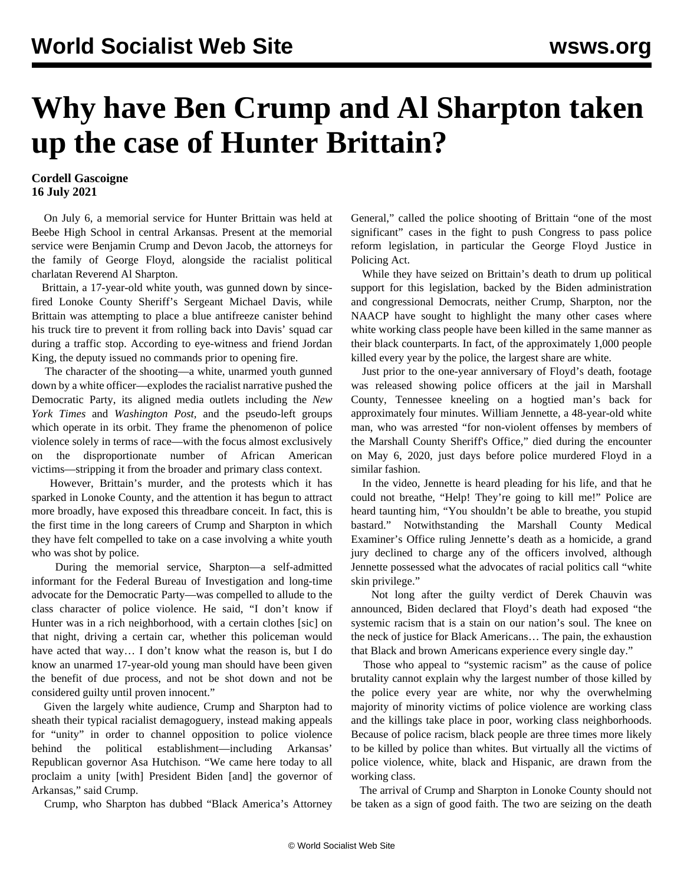# Why have Ben Crump and Al Sharpton taken up the case of Hunter Brittain?

**Cordell Gascoigne**
**16 July 2021**

On July 6, a memorial service for Hunter Brittain was held at Beebe High School in central Arkansas. Present at the memorial service were Benjamin Crump and Devon Jacob, the attorneys for the family of George Floyd, alongside the racialist political charlatan Reverend Al Sharpton.

Brittain, a 17-year-old white youth, was gunned down by since-fired Lonoke County Sheriff's Sergeant Michael Davis, while Brittain was attempting to place a blue antifreeze canister behind his truck tire to prevent it from rolling back into Davis' squad car during a traffic stop. According to eye-witness and friend Jordan King, the deputy issued no commands prior to opening fire.

The character of the shooting—a white, unarmed youth gunned down by a white officer—explodes the racialist narrative pushed the Democratic Party, its aligned media outlets including the *New York Times* and *Washington Post*, and the pseudo-left groups which operate in its orbit. They frame the phenomenon of police violence solely in terms of race—with the focus almost exclusively on the disproportionate number of African American victims—stripping it from the broader and primary class context.

However, Brittain's murder, and the protests which it has sparked in Lonoke County, and the attention it has begun to attract more broadly, have exposed this threadbare conceit. In fact, this is the first time in the long careers of Crump and Sharpton in which they have felt compelled to take on a case involving a white youth who was shot by police.

During the memorial service, Sharpton—a self-admitted informant for the Federal Bureau of Investigation and long-time advocate for the Democratic Party—was compelled to allude to the class character of police violence. He said, "I don't know if Hunter was in a rich neighborhood, with a certain clothes [sic] on that night, driving a certain car, whether this policeman would have acted that way… I don't know what the reason is, but I do know an unarmed 17-year-old young man should have been given the benefit of due process, and not be shot down and not be considered guilty until proven innocent."

Given the largely white audience, Crump and Sharpton had to sheath their typical racialist demagoguery, instead making appeals for "unity" in order to channel opposition to police violence behind the political establishment—including Arkansas' Republican governor Asa Hutchison. "We came here today to all proclaim a unity [with] President Biden [and] the governor of Arkansas," said Crump.

Crump, who Sharpton has dubbed "Black America's Attorney General," called the police shooting of Brittain "one of the most significant" cases in the fight to push Congress to pass police reform legislation, in particular the George Floyd Justice in Policing Act.

While they have seized on Brittain's death to drum up political support for this legislation, backed by the Biden administration and congressional Democrats, neither Crump, Sharpton, nor the NAACP have sought to highlight the many other cases where white working class people have been killed in the same manner as their black counterparts. In fact, of the approximately 1,000 people killed every year by the police, the largest share are white.

Just prior to the one-year anniversary of Floyd's death, footage was released showing police officers at the jail in Marshall County, Tennessee kneeling on a hogtied man's back for approximately four minutes. William Jennette, a 48-year-old white man, who was arrested "for non-violent offenses by members of the Marshall County Sheriff's Office," died during the encounter on May 6, 2020, just days before police murdered Floyd in a similar fashion.

In the video, Jennette is heard pleading for his life, and that he could not breathe, "Help! They're going to kill me!" Police are heard taunting him, "You shouldn't be able to breathe, you stupid bastard." Notwithstanding the Marshall County Medical Examiner's Office ruling Jennette's death as a homicide, a grand jury declined to charge any of the officers involved, although Jennette possessed what the advocates of racial politics call "white skin privilege."

Not long after the guilty verdict of Derek Chauvin was announced, Biden declared that Floyd's death had exposed "the systemic racism that is a stain on our nation's soul. The knee on the neck of justice for Black Americans… The pain, the exhaustion that Black and brown Americans experience every single day."

Those who appeal to "systemic racism" as the cause of police brutality cannot explain why the largest number of those killed by the police every year are white, nor why the overwhelming majority of minority victims of police violence are working class and the killings take place in poor, working class neighborhoods. Because of police racism, black people are three times more likely to be killed by police than whites. But virtually all the victims of police violence, white, black and Hispanic, are drawn from the working class.

The arrival of Crump and Sharpton in Lonoke County should not be taken as a sign of good faith. The two are seizing on the death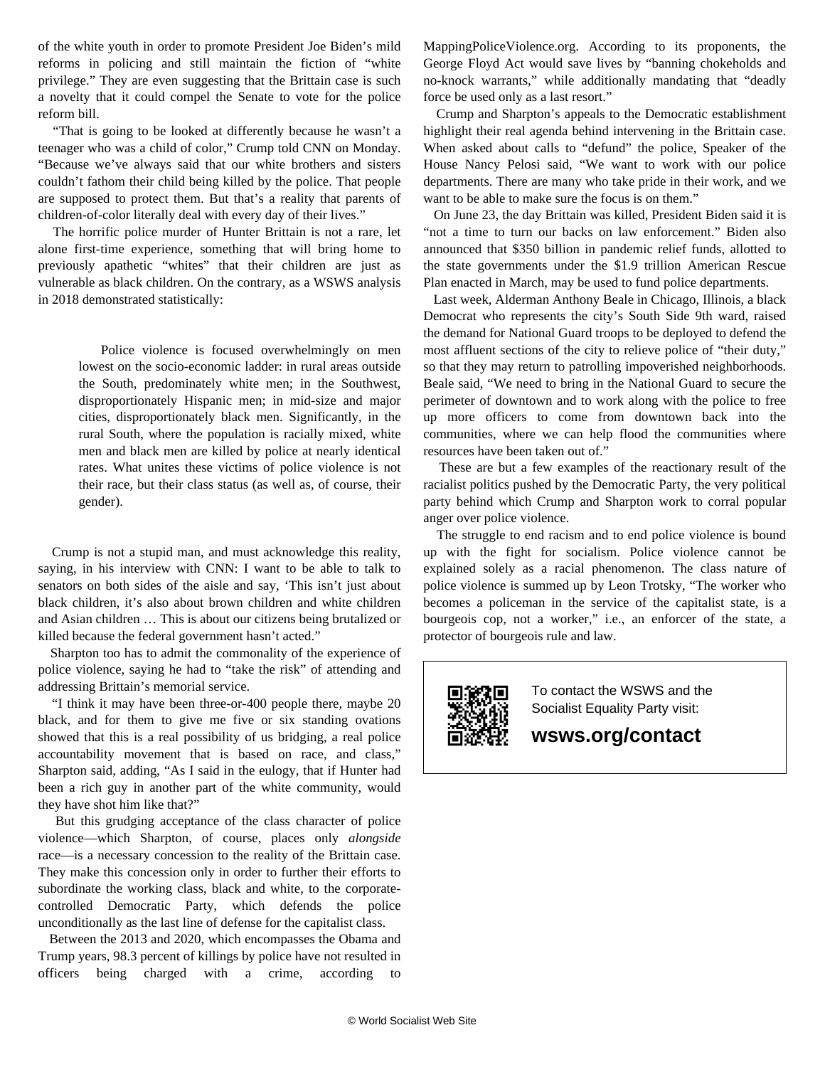of the white youth in order to promote President Joe Biden's mild reforms in policing and still maintain the fiction of "white privilege." They are even suggesting that the Brittain case is such a novelty that it could compel the Senate to vote for the police reform bill.

"That is going to be looked at differently because he wasn't a teenager who was a child of color," Crump told CNN on Monday. "Because we've always said that our white brothers and sisters couldn't fathom their child being killed by the police. That people are supposed to protect them. But that's a reality that parents of children-of-color literally deal with every day of their lives."

The horrific police murder of Hunter Brittain is not a rare, let alone first-time experience, something that will bring home to previously apathetic "whites" that their children are just as vulnerable as black children. On the contrary, as a WSWS analysis in 2018 demonstrated statistically:

> Police violence is focused overwhelmingly on men lowest on the socio-economic ladder: in rural areas outside the South, predominately white men; in the Southwest, disproportionately Hispanic men; in mid-size and major cities, disproportionately black men. Significantly, in the rural South, where the population is racially mixed, white men and black men are killed by police at nearly identical rates. What unites these victims of police violence is not their race, but their class status (as well as, of course, their gender).

Crump is not a stupid man, and must acknowledge this reality, saying, in his interview with CNN: I want to be able to talk to senators on both sides of the aisle and say, 'This isn't just about black children, it's also about brown children and white children and Asian children … This is about our citizens being brutalized or killed because the federal government hasn't acted."

Sharpton too has to admit the commonality of the experience of police violence, saying he had to "take the risk" of attending and addressing Brittain's memorial service.

"I think it may have been three-or-400 people there, maybe 20 black, and for them to give me five or six standing ovations showed that this is a real possibility of us bridging, a real police accountability movement that is based on race, and class," Sharpton said, adding, "As I said in the eulogy, that if Hunter had been a rich guy in another part of the white community, would they have shot him like that?"

But this grudging acceptance of the class character of police violence—which Sharpton, of course, places only *alongside* race—is a necessary concession to the reality of the Brittain case. They make this concession only in order to further their efforts to subordinate the working class, black and white, to the corporate-controlled Democratic Party, which defends the police unconditionally as the last line of defense for the capitalist class.

Between the 2013 and 2020, which encompasses the Obama and Trump years, 98.3 percent of killings by police have not resulted in officers being charged with a crime, according to MappingPoliceViolence.org. According to its proponents, the George Floyd Act would save lives by "banning chokeholds and no-knock warrants," while additionally mandating that "deadly force be used only as a last resort."

Crump and Sharpton's appeals to the Democratic establishment highlight their real agenda behind intervening in the Brittain case. When asked about calls to "defund" the police, Speaker of the House Nancy Pelosi said, "We want to work with our police departments. There are many who take pride in their work, and we want to be able to make sure the focus is on them."

On June 23, the day Brittain was killed, President Biden said it is "not a time to turn our backs on law enforcement." Biden also announced that $350 billion in pandemic relief funds, allotted to the state governments under the $1.9 trillion American Rescue Plan enacted in March, may be used to fund police departments.

Last week, Alderman Anthony Beale in Chicago, Illinois, a black Democrat who represents the city's South Side 9th ward, raised the demand for National Guard troops to be deployed to defend the most affluent sections of the city to relieve police of "their duty," so that they may return to patrolling impoverished neighborhoods. Beale said, "We need to bring in the National Guard to secure the perimeter of downtown and to work along with the police to free up more officers to come from downtown back into the communities, where we can help flood the communities where resources have been taken out of."

These are but a few examples of the reactionary result of the racialist politics pushed by the Democratic Party, the very political party behind which Crump and Sharpton work to corral popular anger over police violence.

The struggle to end racism and to end police violence is bound up with the fight for socialism. Police violence cannot be explained solely as a racial phenomenon. The class nature of police violence is summed up by Leon Trotsky, "The worker who becomes a policeman in the service of the capitalist state, is a bourgeois cop, not a worker," i.e., an enforcer of the state, a protector of bourgeois rule and law.

To contact the WSWS and the Socialist Equality Party visit:

**wsws.org/contact**